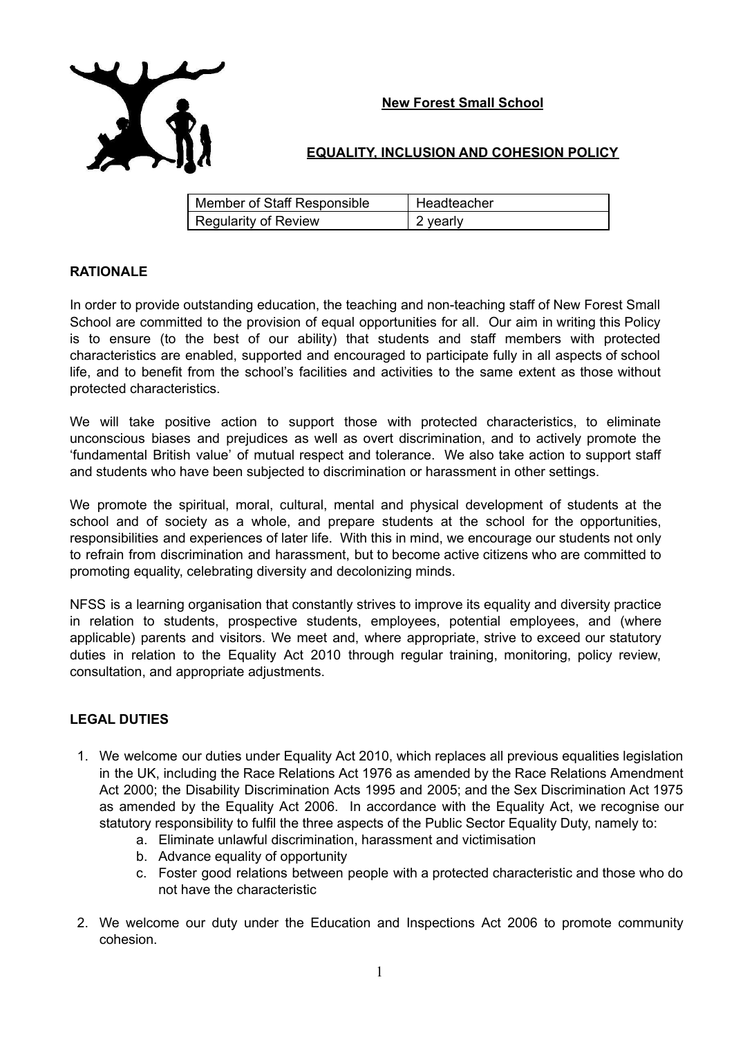# New Forest Small School

## EQUALITY, INCLUSION AND COHESION POLICY

| Member of Staff Responsible | Headteacher |
| --- | --- |
| Regularity of Review | 2 yearly |

### RATIONALE

In order to provide outstanding education, the teaching and non-teaching staff of New Forest Small School are committed to the provision of equal opportunities for all. Our aim in writing this Policy is to ensure (to the best of our ability) that students and staff members with protected characteristics are enabled, supported and encouraged to participate fully in all aspects of school life, and to benefit from the school's facilities and activities to the same extent as those without protected characteristics.

We will take positive action to support those with protected characteristics, to eliminate unconscious biases and prejudices as well as overt discrimination, and to actively promote the 'fundamental British value' of mutual respect and tolerance. We also take action to support staff and students who have been subjected to discrimination or harassment in other settings.

We promote the spiritual, moral, cultural, mental and physical development of students at the school and of society as a whole, and prepare students at the school for the opportunities, responsibilities and experiences of later life. With this in mind, we encourage our students not only to refrain from discrimination and harassment, but to become active citizens who are committed to promoting equality, celebrating diversity and decolonizing minds.

NFSS is a learning organisation that constantly strives to improve its equality and diversity practice in relation to students, prospective students, employees, potential employees, and (where applicable) parents and visitors. We meet and, where appropriate, strive to exceed our statutory duties in relation to the Equality Act 2010 through regular training, monitoring, policy review, consultation, and appropriate adjustments.

### LEGAL DUTIES

1. We welcome our duties under Equality Act 2010, which replaces all previous equalities legislation in the UK, including the Race Relations Act 1976 as amended by the Race Relations Amendment Act 2000; the Disability Discrimination Acts 1995 and 2005; and the Sex Discrimination Act 1975 as amended by the Equality Act 2006. In accordance with the Equality Act, we recognise our statutory responsibility to fulfil the three aspects of the Public Sector Equality Duty, namely to:
    a. Eliminate unlawful discrimination, harassment and victimisation
    b. Advance equality of opportunity
    c. Foster good relations between people with a protected characteristic and those who do not have the characteristic
2. We welcome our duty under the Education and Inspections Act 2006 to promote community cohesion.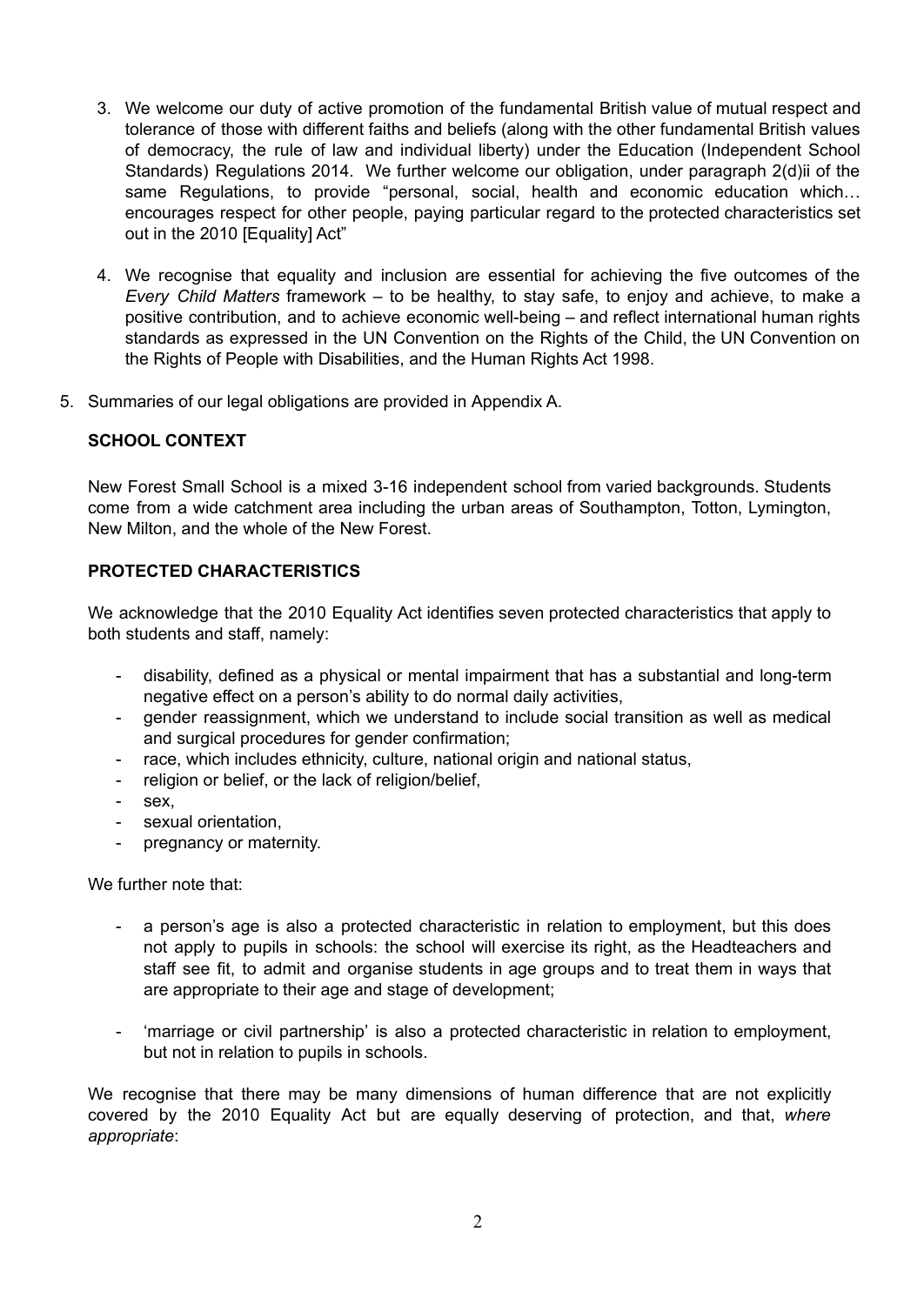3. We welcome our duty of active promotion of the fundamental British value of mutual respect and tolerance of those with different faiths and beliefs (along with the other fundamental British values of democracy, the rule of law and individual liberty) under the Education (Independent School Standards) Regulations 2014. We further welcome our obligation, under paragraph 2(d)ii of the same Regulations, to provide "personal, social, health and economic education which… encourages respect for other people, paying particular regard to the protected characteristics set out in the 2010 [Equality] Act"

4. We recognise that equality and inclusion are essential for achieving the five outcomes of the *Every Child Matters* framework – to be healthy, to stay safe, to enjoy and achieve, to make a positive contribution, and to achieve economic well-being – and reflect international human rights standards as expressed in the UN Convention on the Rights of the Child, the UN Convention on the Rights of People with Disabilities, and the Human Rights Act 1998.

5. Summaries of our legal obligations are provided in Appendix A.

**SCHOOL CONTEXT**

New Forest Small School is a mixed 3-16 independent school from varied backgrounds. Students come from a wide catchment area including the urban areas of Southampton, Totton, Lymington, New Milton, and the whole of the New Forest.

**PROTECTED CHARACTERISTICS**

We acknowledge that the 2010 Equality Act identifies seven protected characteristics that apply to both students and staff, namely:

- disability, defined as a physical or mental impairment that has a substantial and long-term negative effect on a person's ability to do normal daily activities,
- gender reassignment, which we understand to include social transition as well as medical and surgical procedures for gender confirmation;
- race, which includes ethnicity, culture, national origin and national status,
- religion or belief, or the lack of religion/belief,
- sex,
- sexual orientation,
- pregnancy or maternity.

We further note that:

- a person's age is also a protected characteristic in relation to employment, but this does not apply to pupils in schools: the school will exercise its right, as the Headteachers and staff see fit, to admit and organise students in age groups and to treat them in ways that are appropriate to their age and stage of development;

- 'marriage or civil partnership' is also a protected characteristic in relation to employment, but not in relation to pupils in schools.

We recognise that there may be many dimensions of human difference that are not explicitly covered by the 2010 Equality Act but are equally deserving of protection, and that, *where appropriate*: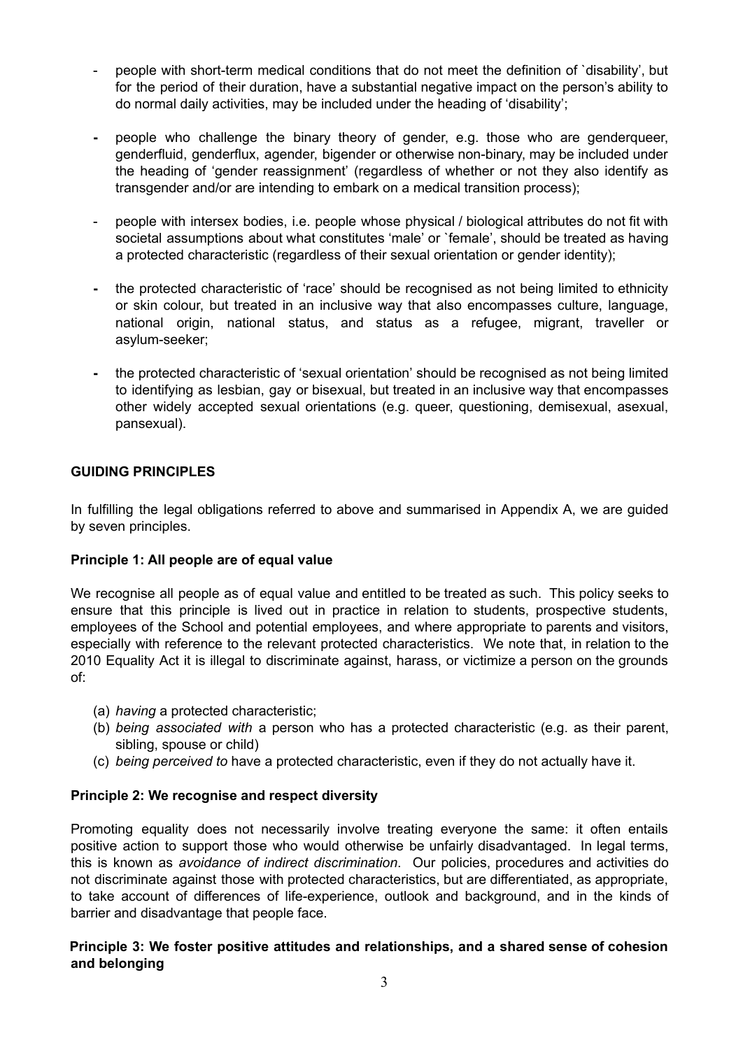- people with short-term medical conditions that do not meet the definition of `disability', but for the period of their duration, have a substantial negative impact on the person's ability to do normal daily activities, may be included under the heading of 'disability';

- people who challenge the binary theory of gender, e.g. those who are genderqueer, genderfluid, genderflux, agender, bigender or otherwise non-binary, may be included under the heading of 'gender reassignment' (regardless of whether or not they also identify as transgender and/or are intending to embark on a medical transition process);

- people with intersex bodies, i.e. people whose physical / biological attributes do not fit with societal assumptions about what constitutes 'male' or `female', should be treated as having a protected characteristic (regardless of their sexual orientation or gender identity);

- the protected characteristic of 'race' should be recognised as not being limited to ethnicity or skin colour, but treated in an inclusive way that also encompasses culture, language, national origin, national status, and status as a refugee, migrant, traveller or asylum-seeker;

- the protected characteristic of 'sexual orientation' should be recognised as not being limited to identifying as lesbian, gay or bisexual, but treated in an inclusive way that encompasses other widely accepted sexual orientations (e.g. queer, questioning, demisexual, asexual, pansexual).

## GUIDING PRINCIPLES

In fulfilling the legal obligations referred to above and summarised in Appendix A, we are guided by seven principles.

### Principle 1: All people are of equal value

We recognise all people as of equal value and entitled to be treated as such. This policy seeks to ensure that this principle is lived out in practice in relation to students, prospective students, employees of the School and potential employees, and where appropriate to parents and visitors, especially with reference to the relevant protected characteristics. We note that, in relation to the 2010 Equality Act it is illegal to discriminate against, harass, or victimize a person on the grounds of:

(a) *having* a protected characteristic;
(b) *being associated with* a person who has a protected characteristic (e.g. as their parent, sibling, spouse or child)
(c) *being perceived to* have a protected characteristic, even if they do not actually have it.

### Principle 2: We recognise and respect diversity

Promoting equality does not necessarily involve treating everyone the same: it often entails positive action to support those who would otherwise be unfairly disadvantaged. In legal terms, this is known as *avoidance of indirect discrimination*. Our policies, procedures and activities do not discriminate against those with protected characteristics, but are differentiated, as appropriate, to take account of differences of life-experience, outlook and background, and in the kinds of barrier and disadvantage that people face.

### Principle 3: We foster positive attitudes and relationships, and a shared sense of cohesion and belonging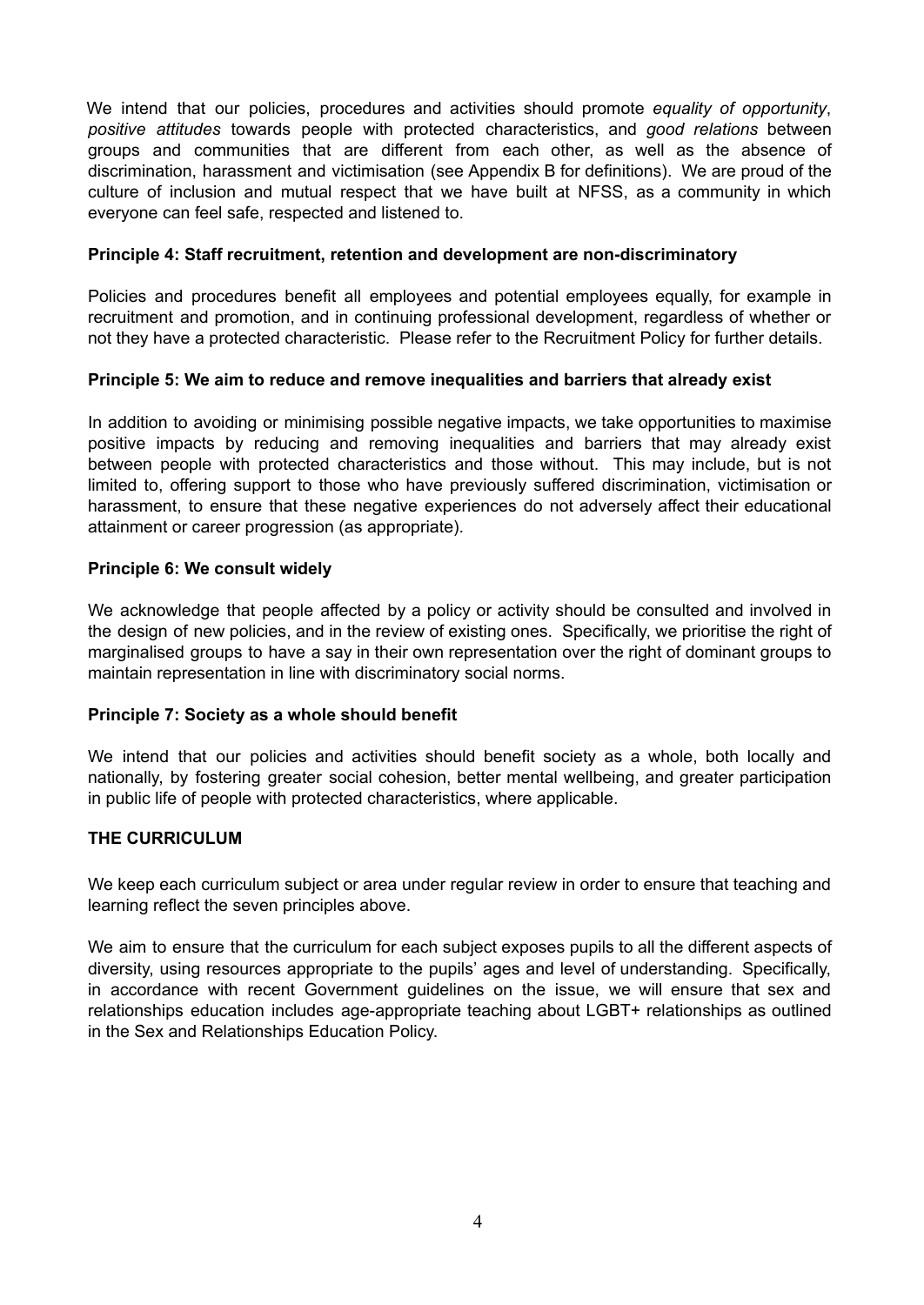We intend that our policies, procedures and activities should promote *equality of opportunity*, *positive attitudes* towards people with protected characteristics, and *good relations* between groups and communities that are different from each other, as well as the absence of discrimination, harassment and victimisation (see Appendix B for definitions). We are proud of the culture of inclusion and mutual respect that we have built at NFSS, as a community in which everyone can feel safe, respected and listened to.

**Principle 4: Staff recruitment, retention and development are non-discriminatory**

Policies and procedures benefit all employees and potential employees equally, for example in recruitment and promotion, and in continuing professional development, regardless of whether or not they have a protected characteristic. Please refer to the Recruitment Policy for further details.

**Principle 5: We aim to reduce and remove inequalities and barriers that already exist**

In addition to avoiding or minimising possible negative impacts, we take opportunities to maximise positive impacts by reducing and removing inequalities and barriers that may already exist between people with protected characteristics and those without. This may include, but is not limited to, offering support to those who have previously suffered discrimination, victimisation or harassment, to ensure that these negative experiences do not adversely affect their educational attainment or career progression (as appropriate).

**Principle 6: We consult widely**

We acknowledge that people affected by a policy or activity should be consulted and involved in the design of new policies, and in the review of existing ones. Specifically, we prioritise the right of marginalised groups to have a say in their own representation over the right of dominant groups to maintain representation in line with discriminatory social norms.

**Principle 7: Society as a whole should benefit**

We intend that our policies and activities should benefit society as a whole, both locally and nationally, by fostering greater social cohesion, better mental wellbeing, and greater participation in public life of people with protected characteristics, where applicable.

**THE CURRICULUM**

We keep each curriculum subject or area under regular review in order to ensure that teaching and learning reflect the seven principles above.

We aim to ensure that the curriculum for each subject exposes pupils to all the different aspects of diversity, using resources appropriate to the pupils' ages and level of understanding. Specifically, in accordance with recent Government guidelines on the issue, we will ensure that sex and relationships education includes age-appropriate teaching about LGBT+ relationships as outlined in the Sex and Relationships Education Policy.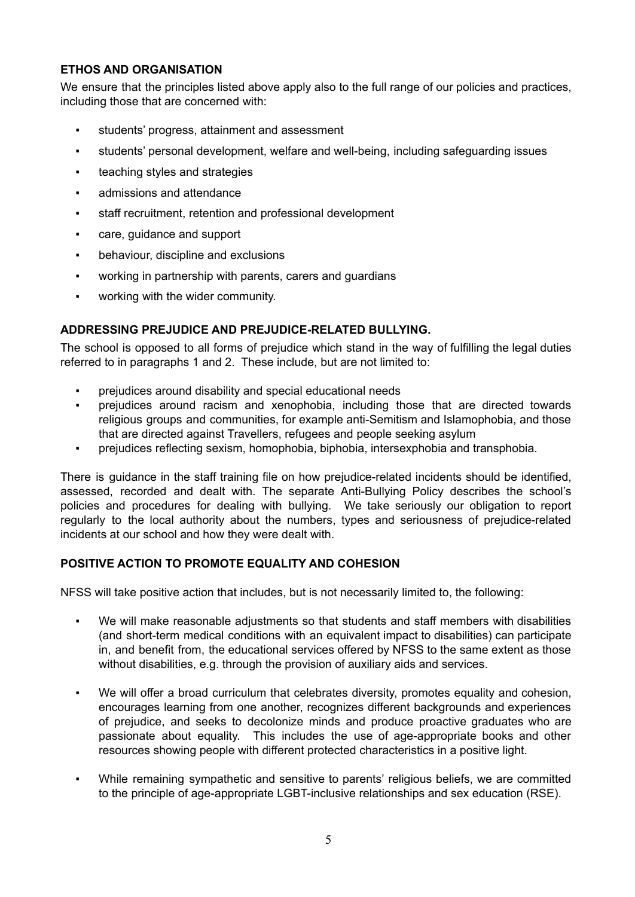**ETHOS AND ORGANISATION**

We ensure that the principles listed above apply also to the full range of our policies and practices, including those that are concerned with:

- students' progress, attainment and assessment
- students' personal development, welfare and well-being, including safeguarding issues
- teaching styles and strategies
- admissions and attendance
- staff recruitment, retention and professional development
- care, guidance and support
- behaviour, discipline and exclusions
- working in partnership with parents, carers and guardians
- working with the wider community.

**ADDRESSING PREJUDICE AND PREJUDICE-RELATED BULLYING.**

The school is opposed to all forms of prejudice which stand in the way of fulfilling the legal duties referred to in paragraphs 1 and 2. These include, but are not limited to:

- prejudices around disability and special educational needs
- prejudices around racism and xenophobia, including those that are directed towards religious groups and communities, for example anti-Semitism and Islamophobia, and those that are directed against Travellers, refugees and people seeking asylum
- prejudices reflecting sexism, homophobia, biphobia, intersexphobia and transphobia.

There is guidance in the staff training file on how prejudice-related incidents should be identified, assessed, recorded and dealt with. The separate Anti-Bullying Policy describes the school's policies and procedures for dealing with bullying. We take seriously our obligation to report regularly to the local authority about the numbers, types and seriousness of prejudice-related incidents at our school and how they were dealt with.

**POSITIVE ACTION TO PROMOTE EQUALITY AND COHESION**

NFSS will take positive action that includes, but is not necessarily limited to, the following:

- We will make reasonable adjustments so that students and staff members with disabilities (and short-term medical conditions with an equivalent impact to disabilities) can participate in, and benefit from, the educational services offered by NFSS to the same extent as those without disabilities, e.g. through the provision of auxiliary aids and services.

- We will offer a broad curriculum that celebrates diversity, promotes equality and cohesion, encourages learning from one another, recognizes different backgrounds and experiences of prejudice, and seeks to decolonize minds and produce proactive graduates who are passionate about equality. This includes the use of age-appropriate books and other resources showing people with different protected characteristics in a positive light.

- While remaining sympathetic and sensitive to parents' religious beliefs, we are committed to the principle of age-appropriate LGBT-inclusive relationships and sex education (RSE).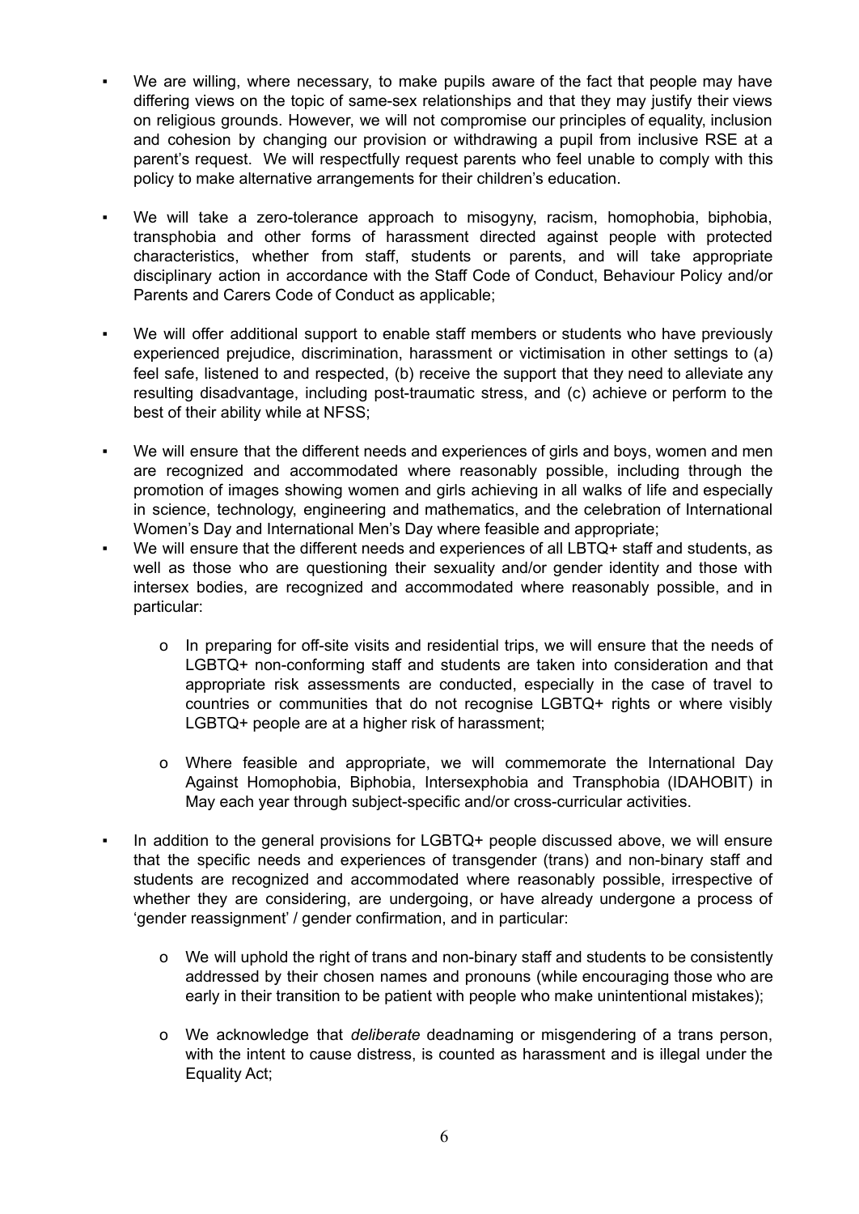- We are willing, where necessary, to make pupils aware of the fact that people may have differing views on the topic of same-sex relationships and that they may justify their views on religious grounds. However, we will not compromise our principles of equality, inclusion and cohesion by changing our provision or withdrawing a pupil from inclusive RSE at a parent's request. We will respectfully request parents who feel unable to comply with this policy to make alternative arrangements for their children's education.

- We will take a zero-tolerance approach to misogyny, racism, homophobia, biphobia, transphobia and other forms of harassment directed against people with protected characteristics, whether from staff, students or parents, and will take appropriate disciplinary action in accordance with the Staff Code of Conduct, Behaviour Policy and/or Parents and Carers Code of Conduct as applicable;

- We will offer additional support to enable staff members or students who have previously experienced prejudice, discrimination, harassment or victimisation in other settings to (a) feel safe, listened to and respected, (b) receive the support that they need to alleviate any resulting disadvantage, including post-traumatic stress, and (c) achieve or perform to the best of their ability while at NFSS;

- We will ensure that the different needs and experiences of girls and boys, women and men are recognized and accommodated where reasonably possible, including through the promotion of images showing women and girls achieving in all walks of life and especially in science, technology, engineering and mathematics, and the celebration of International Women's Day and International Men's Day where feasible and appropriate;
- We will ensure that the different needs and experiences of all LBTQ+ staff and students, as well as those who are questioning their sexuality and/or gender identity and those with intersex bodies, are recognized and accommodated where reasonably possible, and in particular:

  - In preparing for off-site visits and residential trips, we will ensure that the needs of LGBTQ+ non-conforming staff and students are taken into consideration and that appropriate risk assessments are conducted, especially in the case of travel to countries or communities that do not recognise LGBTQ+ rights or where visibly LGBTQ+ people are at a higher risk of harassment;

  - Where feasible and appropriate, we will commemorate the International Day Against Homophobia, Biphobia, Intersexphobia and Transphobia (IDAHOBIT) in May each year through subject-specific and/or cross-curricular activities.

- In addition to the general provisions for LGBTQ+ people discussed above, we will ensure that the specific needs and experiences of transgender (trans) and non-binary staff and students are recognized and accommodated where reasonably possible, irrespective of whether they are considering, are undergoing, or have already undergone a process of 'gender reassignment' / gender confirmation, and in particular:

  - We will uphold the right of trans and non-binary staff and students to be consistently addressed by their chosen names and pronouns (while encouraging those who are early in their transition to be patient with people who make unintentional mistakes);

  - We acknowledge that *deliberate* deadnaming or misgendering of a trans person, with the intent to cause distress, is counted as harassment and is illegal under the Equality Act;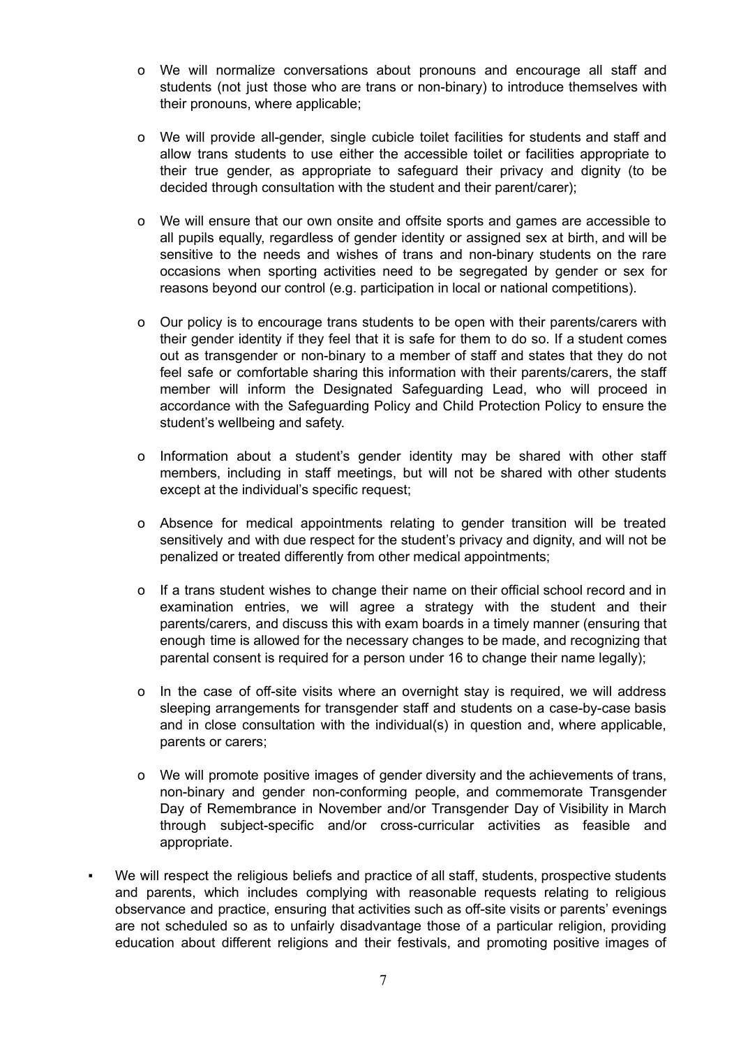- We will normalize conversations about pronouns and encourage all staff and students (not just those who are trans or non-binary) to introduce themselves with their pronouns, where applicable;

  - We will provide all-gender, single cubicle toilet facilities for students and staff and allow trans students to use either the accessible toilet or facilities appropriate to their true gender, as appropriate to safeguard their privacy and dignity (to be decided through consultation with the student and their parent/carer);

  - We will ensure that our own onsite and offsite sports and games are accessible to all pupils equally, regardless of gender identity or assigned sex at birth, and will be sensitive to the needs and wishes of trans and non-binary students on the rare occasions when sporting activities need to be segregated by gender or sex for reasons beyond our control (e.g. participation in local or national competitions).

  - Our policy is to encourage trans students to be open with their parents/carers with their gender identity if they feel that it is safe for them to do so. If a student comes out as transgender or non-binary to a member of staff and states that they do not feel safe or comfortable sharing this information with their parents/carers, the staff member will inform the Designated Safeguarding Lead, who will proceed in accordance with the Safeguarding Policy and Child Protection Policy to ensure the student's wellbeing and safety.

  - Information about a student's gender identity may be shared with other staff members, including in staff meetings, but will not be shared with other students except at the individual's specific request;

  - Absence for medical appointments relating to gender transition will be treated sensitively and with due respect for the student's privacy and dignity, and will not be penalized or treated differently from other medical appointments;

  - If a trans student wishes to change their name on their official school record and in examination entries, we will agree a strategy with the student and their parents/carers, and discuss this with exam boards in a timely manner (ensuring that enough time is allowed for the necessary changes to be made, and recognizing that parental consent is required for a person under 16 to change their name legally);

  - In the case of off-site visits where an overnight stay is required, we will address sleeping arrangements for transgender staff and students on a case-by-case basis and in close consultation with the individual(s) in question and, where applicable, parents or carers;

  - We will promote positive images of gender diversity and the achievements of trans, non-binary and gender non-conforming people, and commemorate Transgender Day of Remembrance in November and/or Transgender Day of Visibility in March through subject-specific and/or cross-curricular activities as feasible and appropriate.

- We will respect the religious beliefs and practice of all staff, students, prospective students and parents, which includes complying with reasonable requests relating to religious observance and practice, ensuring that activities such as off-site visits or parents' evenings are not scheduled so as to unfairly disadvantage those of a particular religion, providing education about different religions and their festivals, and promoting positive images of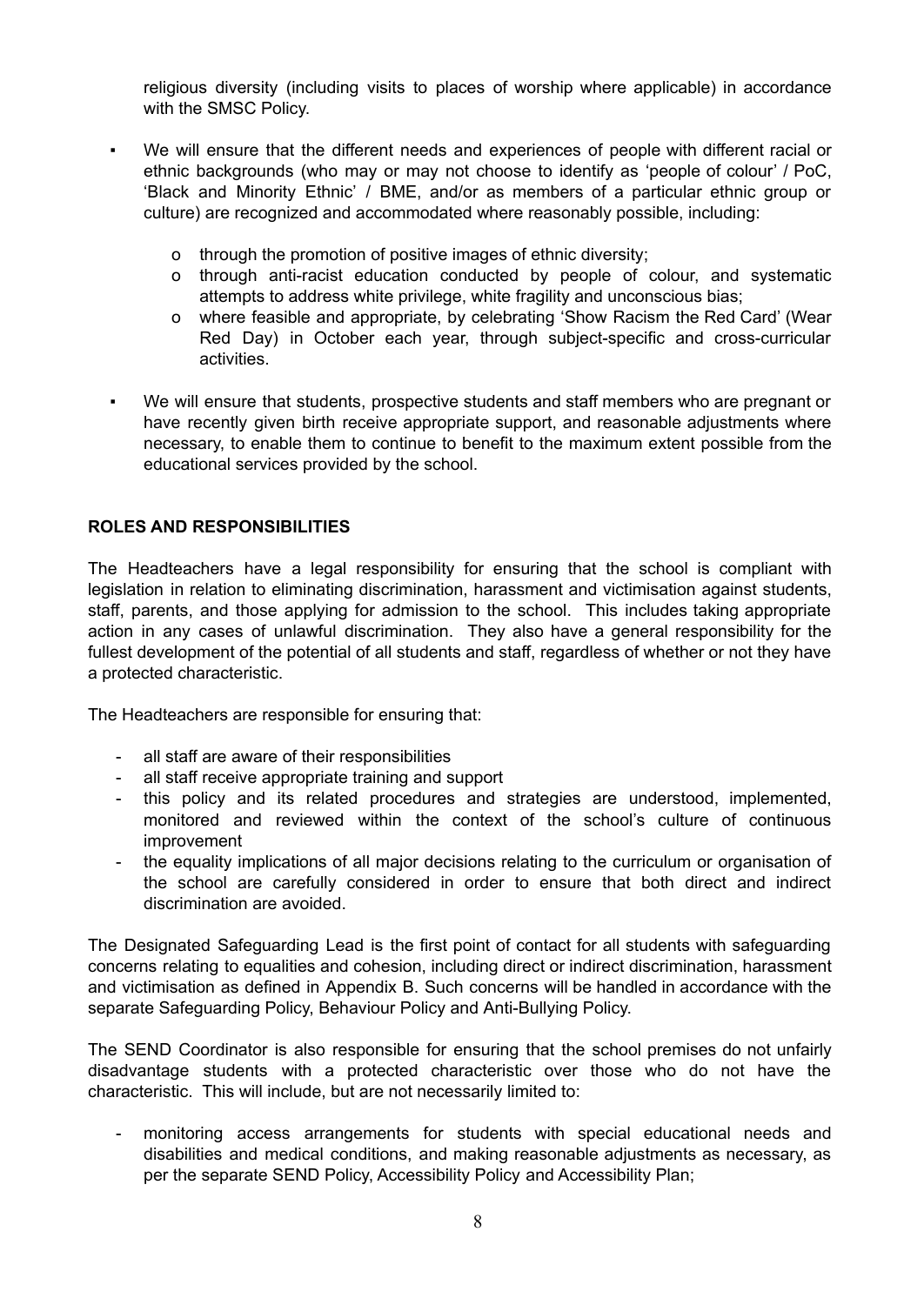religious diversity (including visits to places of worship where applicable) in accordance with the SMSC Policy.

- We will ensure that the different needs and experiences of people with different racial or ethnic backgrounds (who may or may not choose to identify as 'people of colour' / PoC, 'Black and Minority Ethnic' / BME, and/or as members of a particular ethnic group or culture) are recognized and accommodated where reasonably possible, including:
  - o through the promotion of positive images of ethnic diversity;
  - o through anti-racist education conducted by people of colour, and systematic attempts to address white privilege, white fragility and unconscious bias;
  - o where feasible and appropriate, by celebrating 'Show Racism the Red Card' (Wear Red Day) in October each year, through subject-specific and cross-curricular activities.

- We will ensure that students, prospective students and staff members who are pregnant or have recently given birth receive appropriate support, and reasonable adjustments where necessary, to enable them to continue to benefit to the maximum extent possible from the educational services provided by the school.

**ROLES AND RESPONSIBILITIES**

The Headteachers have a legal responsibility for ensuring that the school is compliant with legislation in relation to eliminating discrimination, harassment and victimisation against students, staff, parents, and those applying for admission to the school. This includes taking appropriate action in any cases of unlawful discrimination. They also have a general responsibility for the fullest development of the potential of all students and staff, regardless of whether or not they have a protected characteristic.

The Headteachers are responsible for ensuring that:

- all staff are aware of their responsibilities
- all staff receive appropriate training and support
- this policy and its related procedures and strategies are understood, implemented, monitored and reviewed within the context of the school's culture of continuous improvement
- the equality implications of all major decisions relating to the curriculum or organisation of the school are carefully considered in order to ensure that both direct and indirect discrimination are avoided.

The Designated Safeguarding Lead is the first point of contact for all students with safeguarding concerns relating to equalities and cohesion, including direct or indirect discrimination, harassment and victimisation as defined in Appendix B. Such concerns will be handled in accordance with the separate Safeguarding Policy, Behaviour Policy and Anti-Bullying Policy.

The SEND Coordinator is also responsible for ensuring that the school premises do not unfairly disadvantage students with a protected characteristic over those who do not have the characteristic. This will include, but are not necessarily limited to:

- monitoring access arrangements for students with special educational needs and disabilities and medical conditions, and making reasonable adjustments as necessary, as per the separate SEND Policy, Accessibility Policy and Accessibility Plan;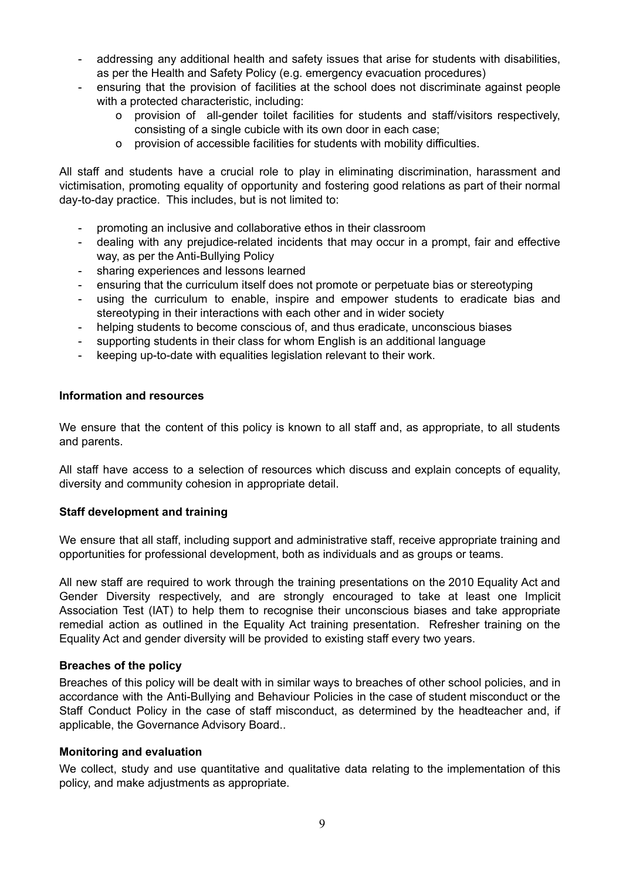- addressing any additional health and safety issues that arise for students with disabilities, as per the Health and Safety Policy (e.g. emergency evacuation procedures)
- ensuring that the provision of facilities at the school does not discriminate against people with a protected characteristic, including:
    - provision of all-gender toilet facilities for students and staff/visitors respectively, consisting of a single cubicle with its own door in each case;
    - provision of accessible facilities for students with mobility difficulties.

All staff and students have a crucial role to play in eliminating discrimination, harassment and victimisation, promoting equality of opportunity and fostering good relations as part of their normal day-to-day practice. This includes, but is not limited to:

- promoting an inclusive and collaborative ethos in their classroom
- dealing with any prejudice-related incidents that may occur in a prompt, fair and effective way, as per the Anti-Bullying Policy
- sharing experiences and lessons learned
- ensuring that the curriculum itself does not promote or perpetuate bias or stereotyping
- using the curriculum to enable, inspire and empower students to eradicate bias and stereotyping in their interactions with each other and in wider society
- helping students to become conscious of, and thus eradicate, unconscious biases
- supporting students in their class for whom English is an additional language
- keeping up-to-date with equalities legislation relevant to their work.

**Information and resources**

We ensure that the content of this policy is known to all staff and, as appropriate, to all students and parents.

All staff have access to a selection of resources which discuss and explain concepts of equality, diversity and community cohesion in appropriate detail.

**Staff development and training**

We ensure that all staff, including support and administrative staff, receive appropriate training and opportunities for professional development, both as individuals and as groups or teams.

All new staff are required to work through the training presentations on the 2010 Equality Act and Gender Diversity respectively, and are strongly encouraged to take at least one Implicit Association Test (IAT) to help them to recognise their unconscious biases and take appropriate remedial action as outlined in the Equality Act training presentation. Refresher training on the Equality Act and gender diversity will be provided to existing staff every two years.

**Breaches of the policy**

Breaches of this policy will be dealt with in similar ways to breaches of other school policies, and in accordance with the Anti-Bullying and Behaviour Policies in the case of student misconduct or the Staff Conduct Policy in the case of staff misconduct, as determined by the headteacher and, if applicable, the Governance Advisory Board..

**Monitoring and evaluation**

We collect, study and use quantitative and qualitative data relating to the implementation of this policy, and make adjustments as appropriate.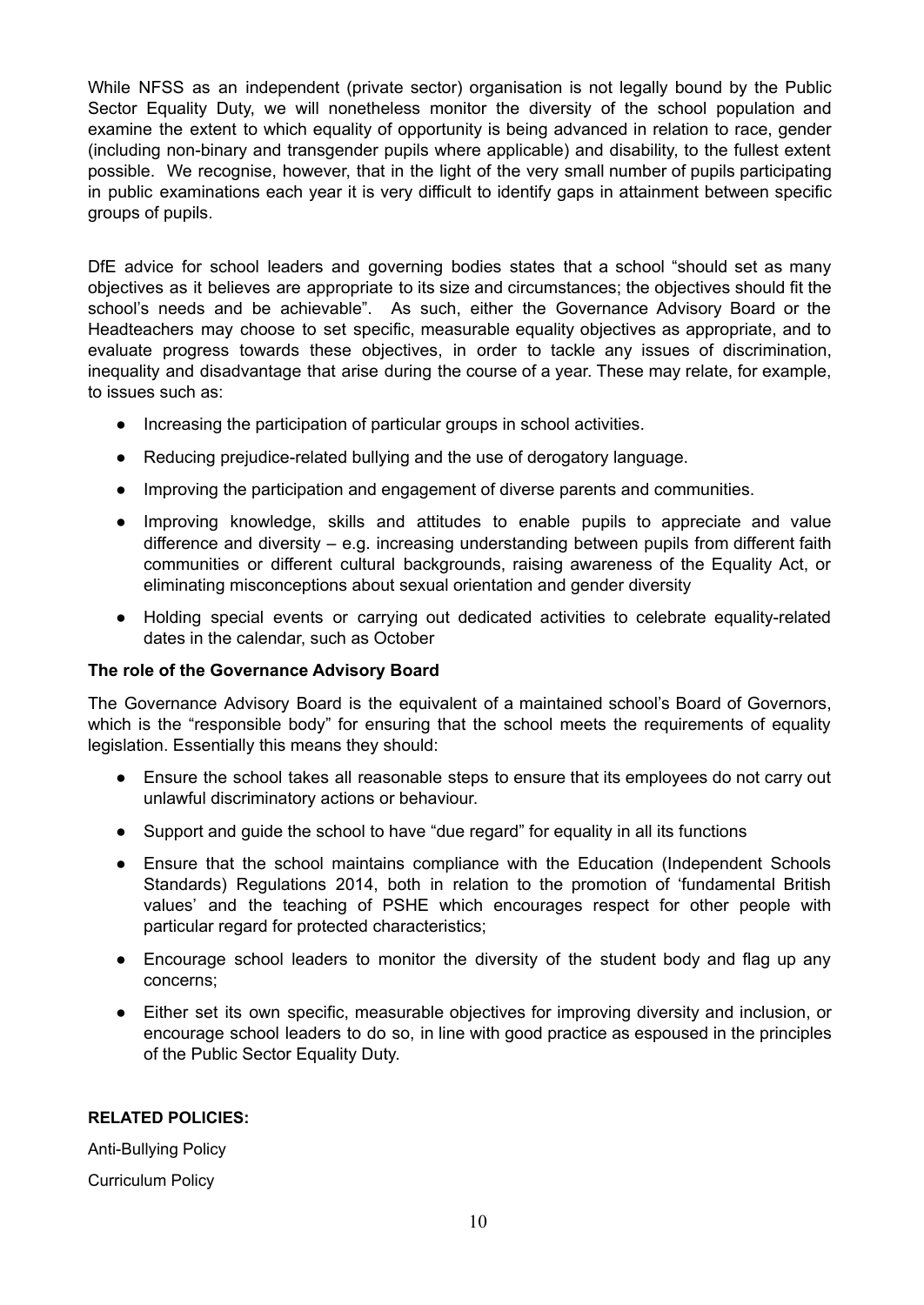While NFSS as an independent (private sector) organisation is not legally bound by the Public Sector Equality Duty, we will nonetheless monitor the diversity of the school population and examine the extent to which equality of opportunity is being advanced in relation to race, gender (including non-binary and transgender pupils where applicable) and disability, to the fullest extent possible. We recognise, however, that in the light of the very small number of pupils participating in public examinations each year it is very difficult to identify gaps in attainment between specific groups of pupils.

DfE advice for school leaders and governing bodies states that a school "should set as many objectives as it believes are appropriate to its size and circumstances; the objectives should fit the school's needs and be achievable". As such, either the Governance Advisory Board or the Headteachers may choose to set specific, measurable equality objectives as appropriate, and to evaluate progress towards these objectives, in order to tackle any issues of discrimination, inequality and disadvantage that arise during the course of a year. These may relate, for example, to issues such as:

- Increasing the participation of particular groups in school activities.
- Reducing prejudice-related bullying and the use of derogatory language.
- Improving the participation and engagement of diverse parents and communities.
- Improving knowledge, skills and attitudes to enable pupils to appreciate and value difference and diversity – e.g. increasing understanding between pupils from different faith communities or different cultural backgrounds, raising awareness of the Equality Act, or eliminating misconceptions about sexual orientation and gender diversity
- Holding special events or carrying out dedicated activities to celebrate equality-related dates in the calendar, such as October

**The role of the Governance Advisory Board**

The Governance Advisory Board is the equivalent of a maintained school's Board of Governors, which is the "responsible body" for ensuring that the school meets the requirements of equality legislation. Essentially this means they should:

- Ensure the school takes all reasonable steps to ensure that its employees do not carry out unlawful discriminatory actions or behaviour.
- Support and guide the school to have "due regard" for equality in all its functions
- Ensure that the school maintains compliance with the Education (Independent Schools Standards) Regulations 2014, both in relation to the promotion of 'fundamental British values' and the teaching of PSHE which encourages respect for other people with particular regard for protected characteristics;
- Encourage school leaders to monitor the diversity of the student body and flag up any concerns;
- Either set its own specific, measurable objectives for improving diversity and inclusion, or encourage school leaders to do so, in line with good practice as espoused in the principles of the Public Sector Equality Duty.

**RELATED POLICIES:**

Anti-Bullying Policy

Curriculum Policy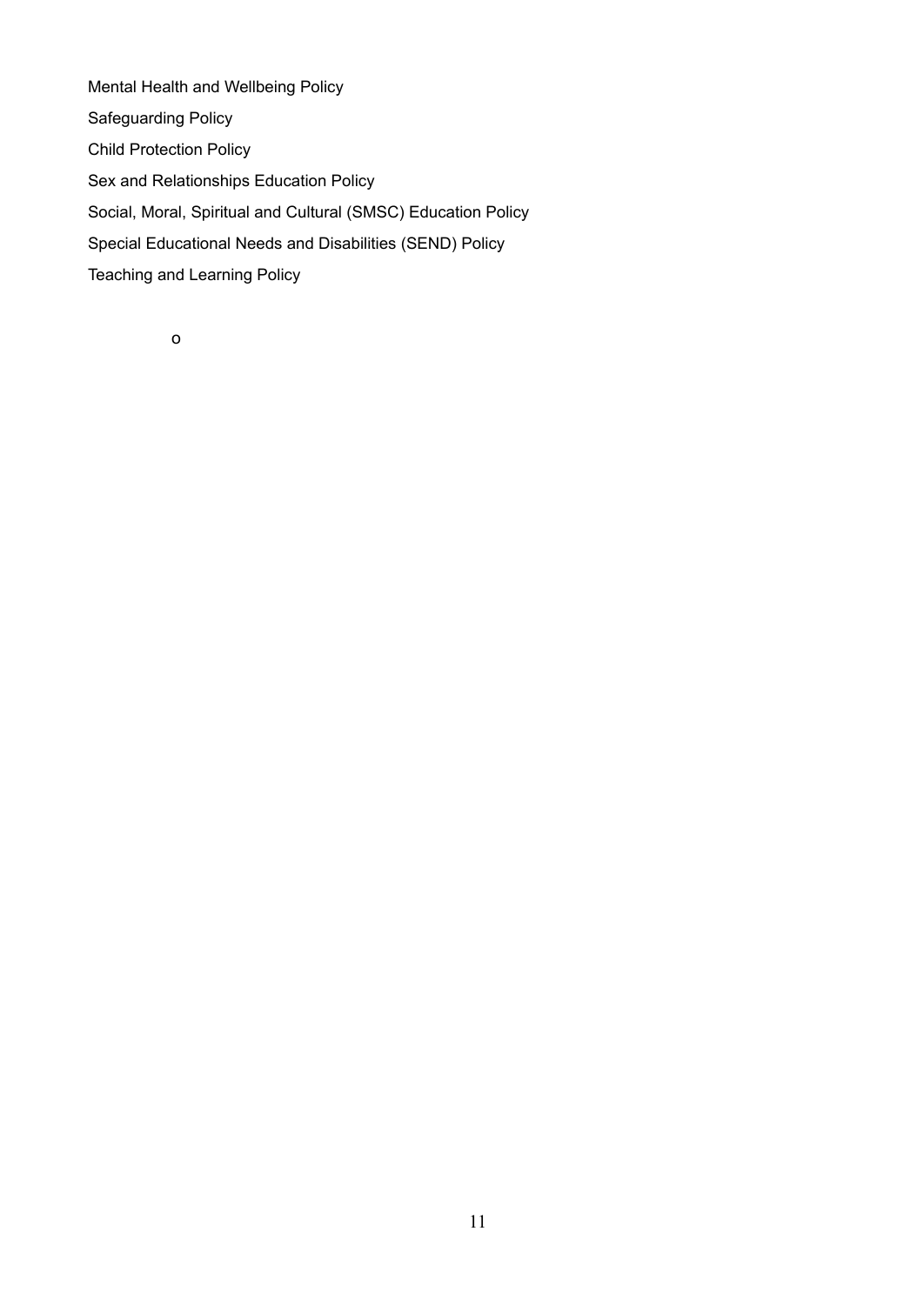Mental Health and Wellbeing Policy

Safeguarding Policy

Child Protection Policy

Sex and Relationships Education Policy

Social, Moral, Spiritual and Cultural (SMSC) Education Policy

Special Educational Needs and Disabilities (SEND) Policy

Teaching and Learning Policy

o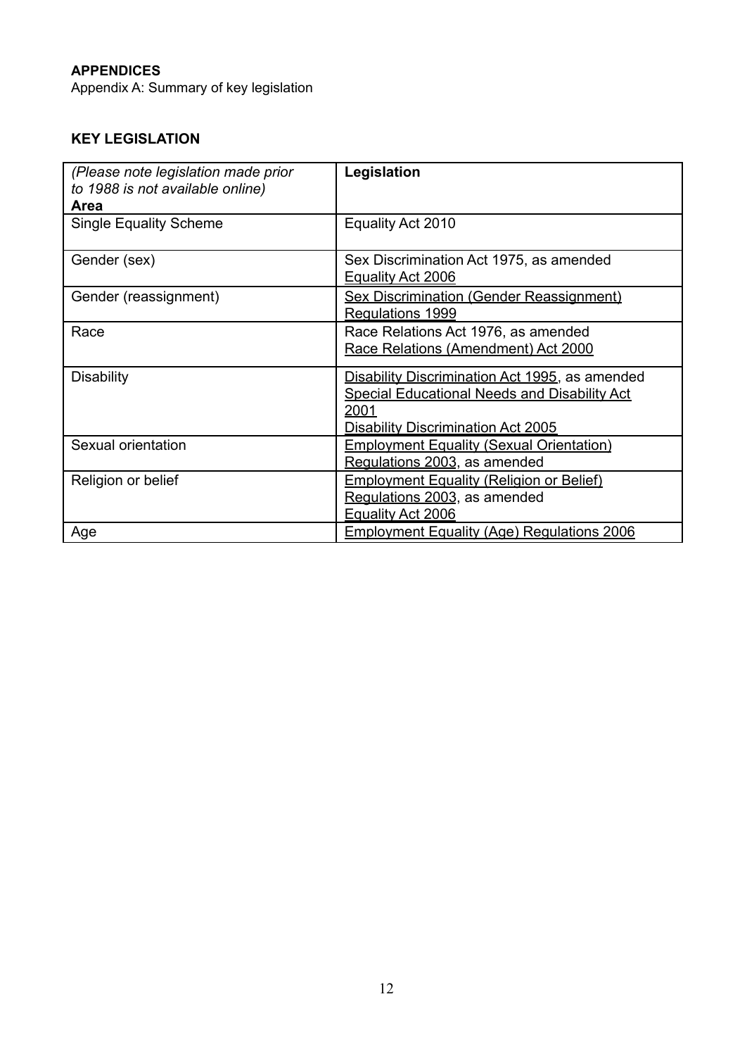**APPENDICES**

Appendix A: Summary of key legislation

**KEY LEGISLATION**

| *(Please note legislation made prior to 1988 is not available online)* **Area** | **Legislation** |
|---|---|
| Single Equality Scheme | Equality Act 2010 |
| Gender (sex) | Sex Discrimination Act 1975, as amended<br>Equality Act 2006 |
| Gender (reassignment) | Sex Discrimination (Gender Reassignment) Regulations 1999 |
| Race | Race Relations Act 1976, as amended<br>Race Relations (Amendment) Act 2000 |
| Disability | Disability Discrimination Act 1995, as amended<br>Special Educational Needs and Disability Act 2001<br>Disability Discrimination Act 2005 |
| Sexual orientation | Employment Equality (Sexual Orientation) Regulations 2003, as amended |
| Religion or belief | Employment Equality (Religion or Belief) Regulations 2003, as amended<br>Equality Act 2006 |
| Age | Employment Equality (Age) Regulations 2006 |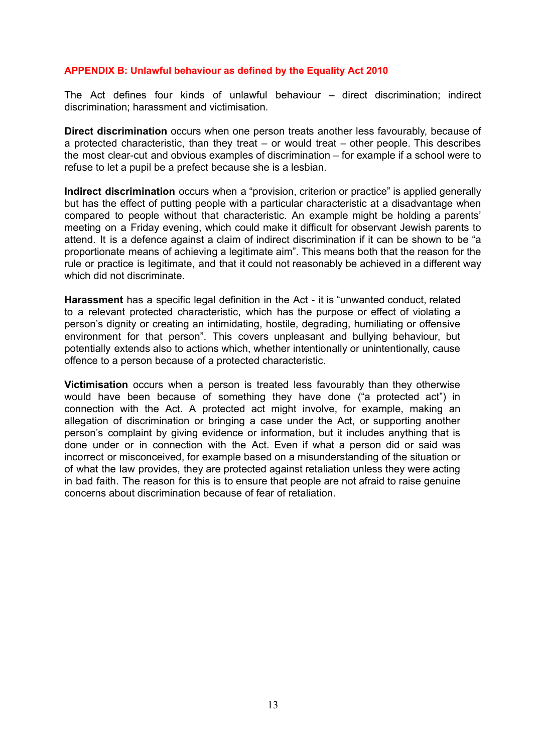## APPENDIX B: Unlawful behaviour as defined by the Equality Act 2010

The Act defines four kinds of unlawful behaviour – direct discrimination; indirect discrimination; harassment and victimisation.

**Direct discrimination** occurs when one person treats another less favourably, because of a protected characteristic, than they treat – or would treat – other people. This describes the most clear-cut and obvious examples of discrimination – for example if a school were to refuse to let a pupil be a prefect because she is a lesbian.

**Indirect discrimination** occurs when a "provision, criterion or practice" is applied generally but has the effect of putting people with a particular characteristic at a disadvantage when compared to people without that characteristic. An example might be holding a parents' meeting on a Friday evening, which could make it difficult for observant Jewish parents to attend. It is a defence against a claim of indirect discrimination if it can be shown to be "a proportionate means of achieving a legitimate aim". This means both that the reason for the rule or practice is legitimate, and that it could not reasonably be achieved in a different way which did not discriminate.

**Harassment** has a specific legal definition in the Act - it is "unwanted conduct, related to a relevant protected characteristic, which has the purpose or effect of violating a person's dignity or creating an intimidating, hostile, degrading, humiliating or offensive environment for that person". This covers unpleasant and bullying behaviour, but potentially extends also to actions which, whether intentionally or unintentionally, cause offence to a person because of a protected characteristic.

**Victimisation** occurs when a person is treated less favourably than they otherwise would have been because of something they have done ("a protected act") in connection with the Act. A protected act might involve, for example, making an allegation of discrimination or bringing a case under the Act, or supporting another person's complaint by giving evidence or information, but it includes anything that is done under or in connection with the Act. Even if what a person did or said was incorrect or misconceived, for example based on a misunderstanding of the situation or of what the law provides, they are protected against retaliation unless they were acting in bad faith. The reason for this is to ensure that people are not afraid to raise genuine concerns about discrimination because of fear of retaliation.